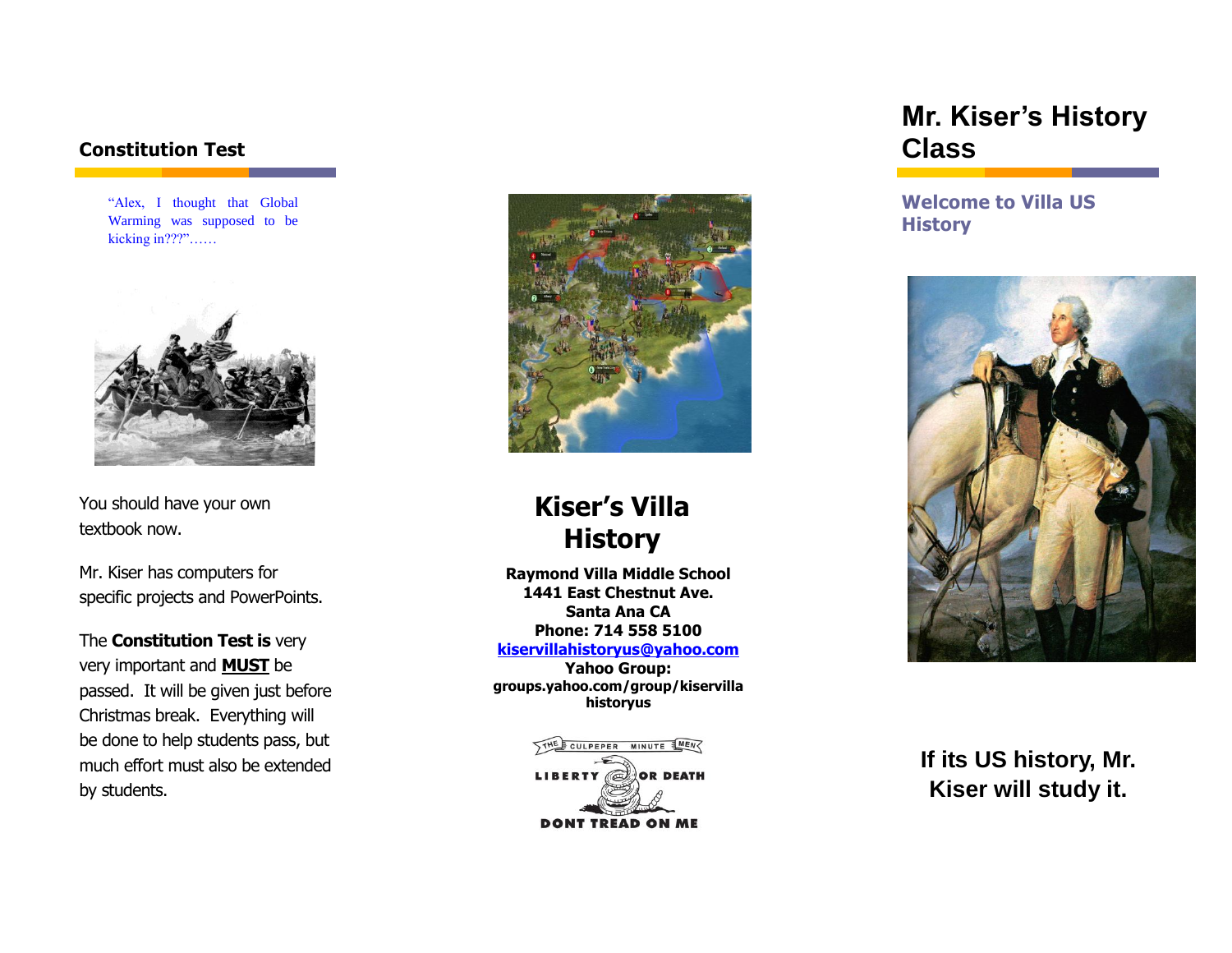## Constitution Test

"Alex, I thought that Global Warming was supposed to be kicking in???"……

You should have your own textbook now.

Mr. Kiser has computers for specific projects and PowerPoints.

The **Constitution Test is** very very important and **MUST** be passed. It will be given just before Christmas break. Everything will be done to help students pass, but much effort must also be extended by students.

# Kiser's Villa History

**Raymond Villa Middle School**
**1441 East Chestnut Ave.**
**Santa Ana CA**
**Phone: 714 558 5100**
**kiservillahistoryus@yahoo.com**
**Yahoo Group:**
**groups.yahoo.com/group/kiservilla historyus**

# Mr. Kiser's History Class

### Welcome to Villa US History

**If its US history, Mr. Kiser will study it.**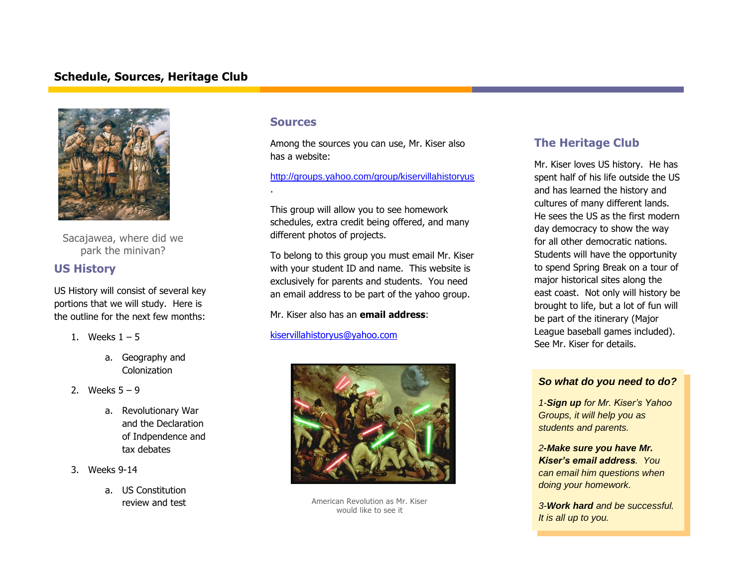## Schedule, Sources, Heritage Club

Sacajawea, where did we park the minivan?

### US History

US History will consist of several key portions that we will study. Here is the outline for the next few months:

1. Weeks 1 – 5
   a. Geography and Colonization
2. Weeks 5 – 9
   a. Revolutionary War and the Declaration of Indpendence and tax debates
3. Weeks 9-14
   a. US Constitution review and test

### Sources

Among the sources you can use, Mr. Kiser also has a website:

http://groups.yahoo.com/group/kiservillahistoryus
.

This group will allow you to see homework schedules, extra credit being offered, and many different photos of projects.

To belong to this group you must email Mr. Kiser with your student ID and name. This website is exclusively for parents and students. You need an email address to be part of the yahoo group.

Mr. Kiser also has an **email address**:

kiservillahistoryus@yahoo.com

American Revolution as Mr. Kiser would like to see it

### The Heritage Club

Mr. Kiser loves US history. He has spent half of his life outside the US and has learned the history and cultures of many different lands. He sees the US as the first modern day democracy to show the way for all other democratic nations. Students will have the opportunity to spend Spring Break on a tour of major historical sites along the east coast. Not only will history be brought to life, but a lot of fun will be part of the itinerary (Major League baseball games included). See Mr. Kiser for details.

***So what do you need to do?***

*1-**Sign up** for Mr. Kiser's Yahoo Groups, it will help you as students and parents.*

*2-**Make sure you have Mr. Kiser's email address**. You can email him questions when doing your homework.*

*3-**Work hard** and be successful. It is all up to you.*